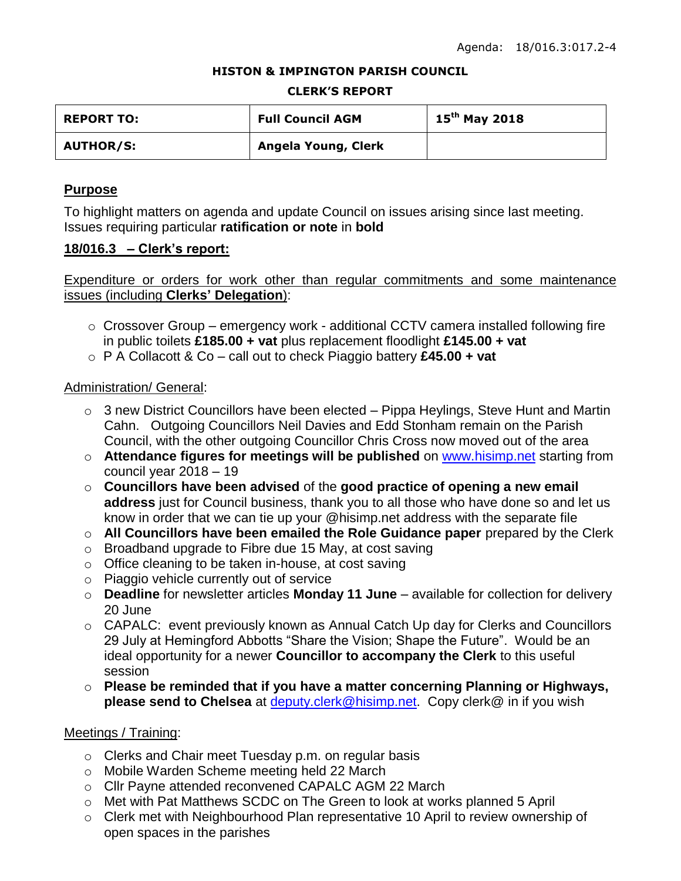Agenda: 18/016.3:017.2-4

**HISTON & IMPINGTON PARISH COUNCIL**

**CLERK'S REPORT**

| **REPORT TO:** | **Full Council AGM** | **15th May 2018** |
|---|---|---|
| **AUTHOR/S:** | **Angela Young, Clerk** | |

## Purpose

To highlight matters on agenda and update Council on issues arising since last meeting. Issues requiring particular **ratification or note** in **bold**

## 18/016.3 – Clerk's report:

Expenditure or orders for work other than regular commitments and some maintenance issues (including **Clerks' Delegation**):

- Crossover Group – emergency work - additional CCTV camera installed following fire in public toilets **£185.00 + vat** plus replacement floodlight **£145.00 + vat**
- P A Collacott & Co – call out to check Piaggio battery **£45.00 + vat**

Administration/ General:

- 3 new District Councillors have been elected – Pippa Heylings, Steve Hunt and Martin Cahn. Outgoing Councillors Neil Davies and Edd Stonham remain on the Parish Council, with the other outgoing Councillor Chris Cross now moved out of the area
- **Attendance figures for meetings will be published** on www.hisimp.net starting from council year 2018 – 19
- **Councillors have been advised** of the **good practice of opening a new email address** just for Council business, thank you to all those who have done so and let us know in order that we can tie up your @hisimp.net address with the separate file
- **All Councillors have been emailed the Role Guidance paper** prepared by the Clerk
- Broadband upgrade to Fibre due 15 May, at cost saving
- Office cleaning to be taken in-house, at cost saving
- Piaggio vehicle currently out of service
- **Deadline** for newsletter articles **Monday 11 June** – available for collection for delivery 20 June
- CAPALC: event previously known as Annual Catch Up day for Clerks and Councillors 29 July at Hemingford Abbotts "Share the Vision; Shape the Future". Would be an ideal opportunity for a newer **Councillor to accompany the Clerk** to this useful session
- **Please be reminded that if you have a matter concerning Planning or Highways, please send to Chelsea** at deputy.clerk@hisimp.net. Copy clerk@ in if you wish

Meetings / Training:

- Clerks and Chair meet Tuesday p.m. on regular basis
- Mobile Warden Scheme meeting held 22 March
- Cllr Payne attended reconvened CAPALC AGM 22 March
- Met with Pat Matthews SCDC on The Green to look at works planned 5 April
- Clerk met with Neighbourhood Plan representative 10 April to review ownership of open spaces in the parishes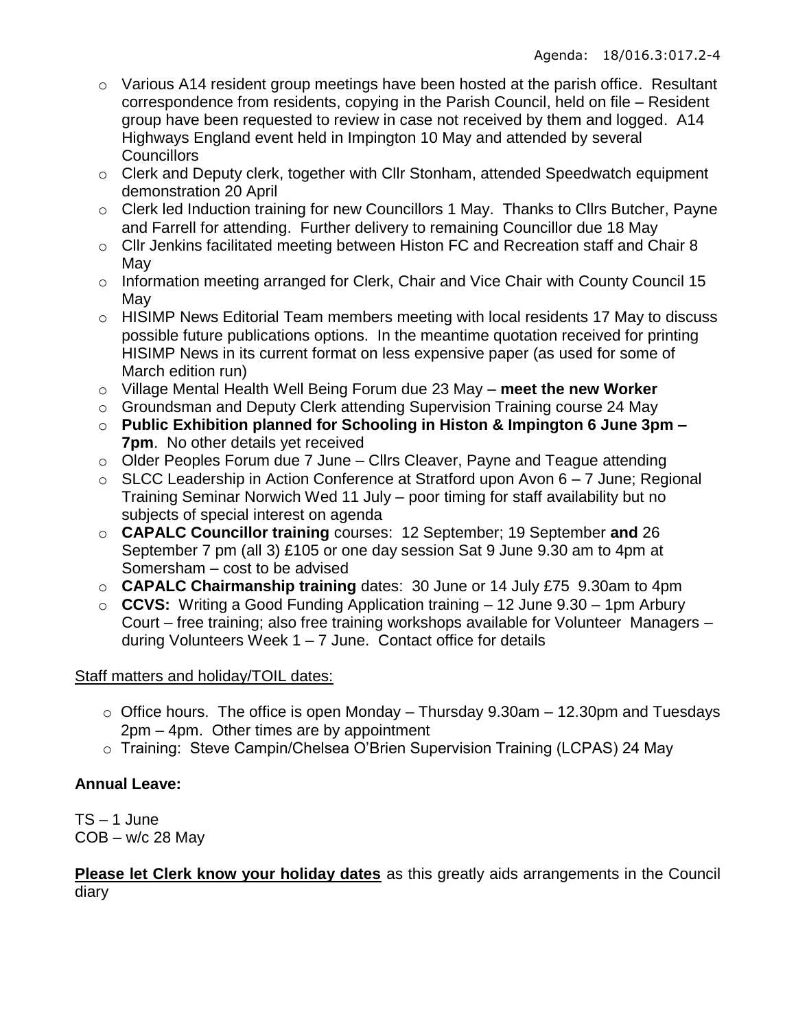- Various A14 resident group meetings have been hosted at the parish office. Resultant correspondence from residents, copying in the Parish Council, held on file – Resident group have been requested to review in case not received by them and logged. A14 Highways England event held in Impington 10 May and attended by several Councillors
- Clerk and Deputy clerk, together with Cllr Stonham, attended Speedwatch equipment demonstration 20 April
- Clerk led Induction training for new Councillors 1 May. Thanks to Cllrs Butcher, Payne and Farrell for attending. Further delivery to remaining Councillor due 18 May
- Cllr Jenkins facilitated meeting between Histon FC and Recreation staff and Chair 8 May
- Information meeting arranged for Clerk, Chair and Vice Chair with County Council 15 May
- HISIMP News Editorial Team members meeting with local residents 17 May to discuss possible future publications options. In the meantime quotation received for printing HISIMP News in its current format on less expensive paper (as used for some of March edition run)
- Village Mental Health Well Being Forum due 23 May – **meet the new Worker**
- Groundsman and Deputy Clerk attending Supervision Training course 24 May
- **Public Exhibition planned for Schooling in Histon & Impington 6 June 3pm – 7pm**. No other details yet received
- Older Peoples Forum due 7 June – Cllrs Cleaver, Payne and Teague attending
- SLCC Leadership in Action Conference at Stratford upon Avon 6 – 7 June; Regional Training Seminar Norwich Wed 11 July – poor timing for staff availability but no subjects of special interest on agenda
- **CAPALC Councillor training** courses: 12 September; 19 September **and** 26 September 7 pm (all 3) £105 or one day session Sat 9 June 9.30 am to 4pm at Somersham – cost to be advised
- **CAPALC Chairmanship training** dates: 30 June or 14 July £75 9.30am to 4pm
- **CCVS:** Writing a Good Funding Application training – 12 June 9.30 – 1pm Arbury Court – free training; also free training workshops available for Volunteer Managers – during Volunteers Week 1 – 7 June. Contact office for details

<u>Staff matters and holiday/TOIL dates:</u>

- Office hours. The office is open Monday – Thursday 9.30am – 12.30pm and Tuesdays 2pm – 4pm. Other times are by appointment
- Training: Steve Campin/Chelsea O'Brien Supervision Training (LCPAS) 24 May

**Annual Leave:**

TS – 1 June
COB – w/c 28 May

**<u>Please let Clerk know your holiday dates</u>** as this greatly aids arrangements in the Council diary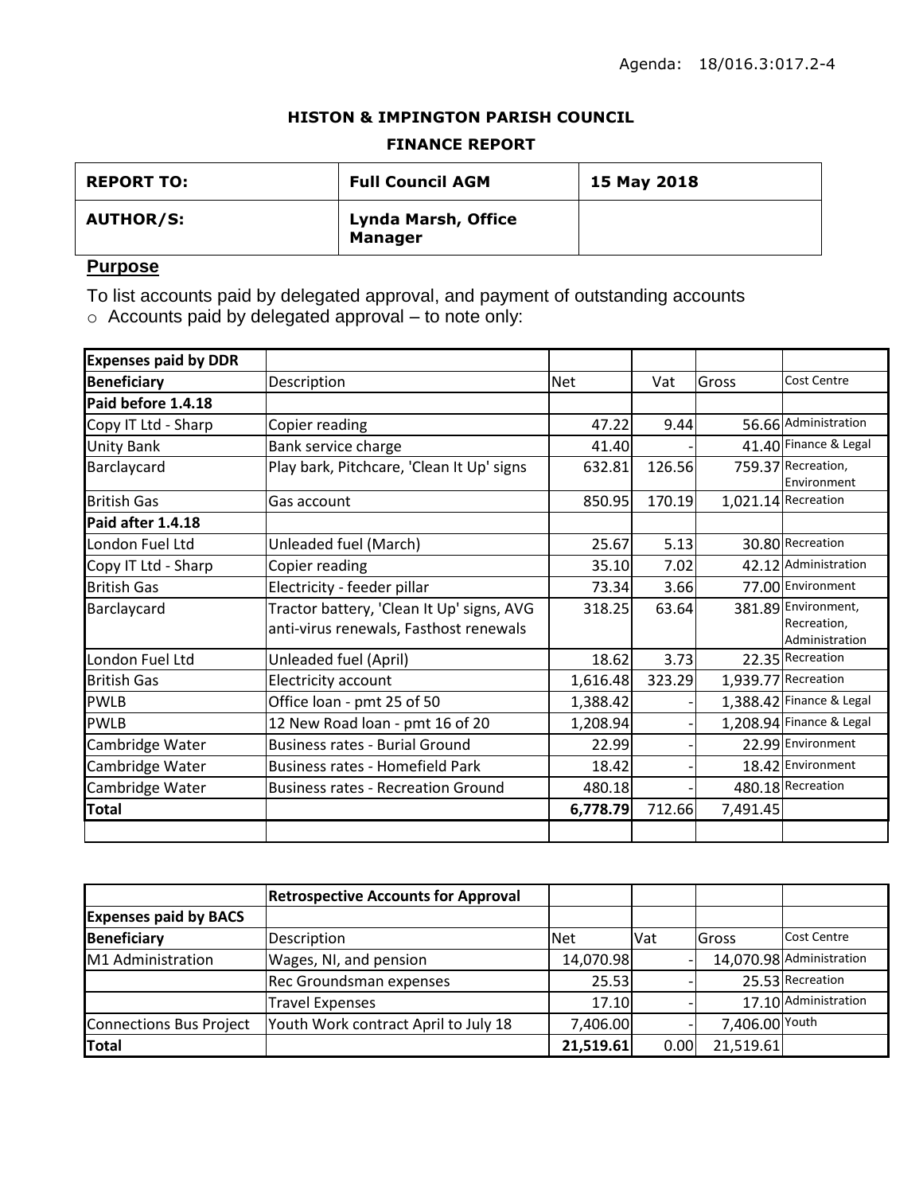Agenda: 18/016.3:017.2-4

**HISTON & IMPINGTON PARISH COUNCIL**

**FINANCE REPORT**

| **REPORT TO:** | **Full Council AGM** | **15 May 2018** |
|---|---|---|
| **AUTHOR/S:** | **Lynda Marsh, Office Manager** | |

## Purpose

To list accounts paid by delegated approval, and payment of outstanding accounts

- Accounts paid by delegated approval – to note only:

| **Expenses paid by DDR** | | | | | |
|---|---|---|---|---|---|
| **Beneficiary** | Description | Net | Vat | Gross | Cost Centre |
| **Paid before 1.4.18** | | | | | |
| Copy IT Ltd - Sharp | Copier reading | 47.22 | 9.44 | 56.66 | Administration |
| Unity Bank | Bank service charge | 41.40 | - | 41.40 | Finance & Legal |
| Barclaycard | Play bark, Pitchcare, 'Clean It Up' signs | 632.81 | 126.56 | 759.37 | Recreation, Environment |
| British Gas | Gas account | 850.95 | 170.19 | 1,021.14 | Recreation |
| **Paid after 1.4.18** | | | | | |
| London Fuel Ltd | Unleaded fuel (March) | 25.67 | 5.13 | 30.80 | Recreation |
| Copy IT Ltd - Sharp | Copier reading | 35.10 | 7.02 | 42.12 | Administration |
| British Gas | Electricity - feeder pillar | 73.34 | 3.66 | 77.00 | Environment |
| Barclaycard | Tractor battery, 'Clean It Up' signs, AVG anti-virus renewals, Fasthost renewals | 318.25 | 63.64 | 381.89 | Environment, Recreation, Administration |
| London Fuel Ltd | Unleaded fuel (April) | 18.62 | 3.73 | 22.35 | Recreation |
| British Gas | Electricity account | 1,616.48 | 323.29 | 1,939.77 | Recreation |
| PWLB | Office loan - pmt 25 of 50 | 1,388.42 | - | 1,388.42 | Finance & Legal |
| PWLB | 12 New Road loan - pmt 16 of 20 | 1,208.94 | - | 1,208.94 | Finance & Legal |
| Cambridge Water | Business rates - Burial Ground | 22.99 | - | 22.99 | Environment |
| Cambridge Water | Business rates - Homefield Park | 18.42 | - | 18.42 | Environment |
| Cambridge Water | Business rates - Recreation Ground | 480.18 | - | 480.18 | Recreation |
| **Total** | | **6,778.79** | 712.66 | 7,491.45 | |

| | **Retrospective Accounts for Approval** | | | | |
|---|---|---|---|---|---|
| **Expenses paid by BACS** | | | | | |
| **Beneficiary** | Description | Net | Vat | Gross | Cost Centre |
| M1 Administration | Wages, NI, and pension | 14,070.98 | - | 14,070.98 | Administration |
| | Rec Groundsman expenses | 25.53 | - | 25.53 | Recreation |
| | Travel Expenses | 17.10 | - | 17.10 | Administration |
| Connections Bus Project | Youth Work contract April to July 18 | 7,406.00 | - | 7,406.00 | Youth |
| **Total** | | **21,519.61** | 0.00 | 21,519.61 | |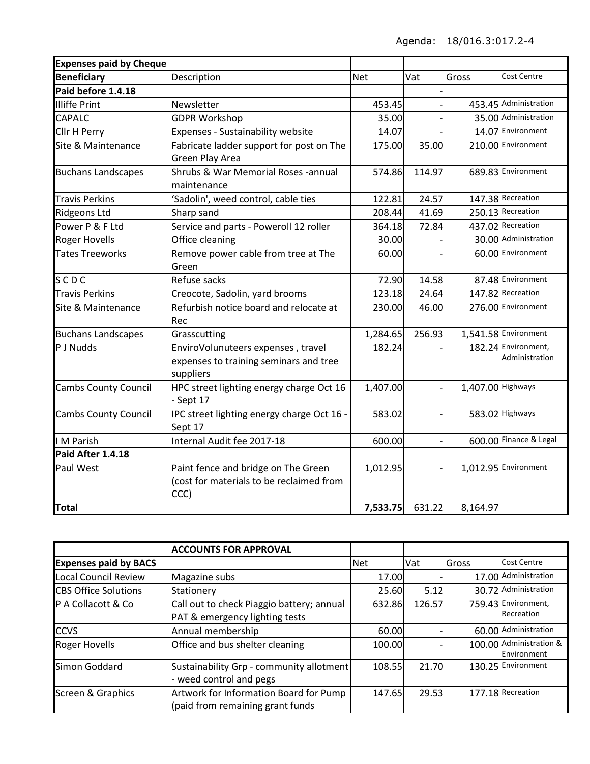Agenda: 18/016.3:017.2-4

| **Expenses paid by Cheque** | | | | | |
|---|---|---|---|---|---|
| **Beneficiary** | Description | Net | Vat | Gross | Cost Centre |
| **Paid before 1.4.18** | | | - | | |
| Illiffe Print | Newsletter | 453.45 | - | 453.45 | Administration |
| CAPALC | GDPR Workshop | 35.00 | - | 35.00 | Administration |
| Cllr H Perry | Expenses - Sustainability website | 14.07 | - | 14.07 | Environment |
| Site & Maintenance | Fabricate ladder support for post on The Green Play Area | 175.00 | 35.00 | 210.00 | Environment |
| Buchans Landscapes | Shrubs & War Memorial Roses -annual maintenance | 574.86 | 114.97 | 689.83 | Environment |
| Travis Perkins | 'Sadolin', weed control, cable ties | 122.81 | 24.57 | 147.38 | Recreation |
| Ridgeons Ltd | Sharp sand | 208.44 | 41.69 | 250.13 | Recreation |
| Power P & F Ltd | Service and parts - Poweroll 12 roller | 364.18 | 72.84 | 437.02 | Recreation |
| Roger Hovells | Office cleaning | 30.00 | - | 30.00 | Administration |
| Tates Treeworks | Remove power cable from tree at The Green | 60.00 | - | 60.00 | Environment |
| S C D C | Refuse sacks | 72.90 | 14.58 | 87.48 | Environment |
| Travis Perkins | Creocote, Sadolin, yard brooms | 123.18 | 24.64 | 147.82 | Recreation |
| Site & Maintenance | Refurbish notice board and relocate at Rec | 230.00 | 46.00 | 276.00 | Environment |
| Buchans Landscapes | Grasscutting | 1,284.65 | 256.93 | 1,541.58 | Environment |
| P J Nudds | EnviroVolunteers expenses , travel expenses to training seminars and tree suppliers | 182.24 | - | 182.24 | Environment, Administration |
| Cambs County Council | HPC street lighting energy charge Oct 16 - Sept 17 | 1,407.00 | - | 1,407.00 | Highways |
| Cambs County Council | IPC street lighting energy charge Oct 16 - Sept 17 | 583.02 | - | 583.02 | Highways |
| I M Parish | Internal Audit fee 2017-18 | 600.00 | - | 600.00 | Finance & Legal |
| **Paid After 1.4.18** | | | | | |
| Paul West | Paint fence and bridge on The Green (cost for materials to be reclaimed from CCC) | 1,012.95 | - | 1,012.95 | Environment |
| **Total** | | **7,533.75** | 631.22 | 8,164.97 | |

| | **ACCOUNTS FOR APPROVAL** | | | | |
|---|---|---|---|---|---|
| **Expenses paid by BACS** | | Net | Vat | Gross | Cost Centre |
| Local Council Review | Magazine subs | 17.00 | - | 17.00 | Administration |
| CBS Office Solutions | Stationery | 25.60 | 5.12 | 30.72 | Administration |
| P A Collacott & Co | Call out to check Piaggio battery; annual PAT & emergency lighting tests | 632.86 | 126.57 | 759.43 | Environment, Recreation |
| CCVS | Annual membership | 60.00 | - | 60.00 | Administration |
| Roger Hovells | Office and bus shelter cleaning | 100.00 | - | 100.00 | Administration & Environment |
| Simon Goddard | Sustainability Grp - community allotment - weed control and pegs | 108.55 | 21.70 | 130.25 | Environment |
| Screen & Graphics | Artwork for Information Board for Pump (paid from remaining grant funds | 147.65 | 29.53 | 177.18 | Recreation |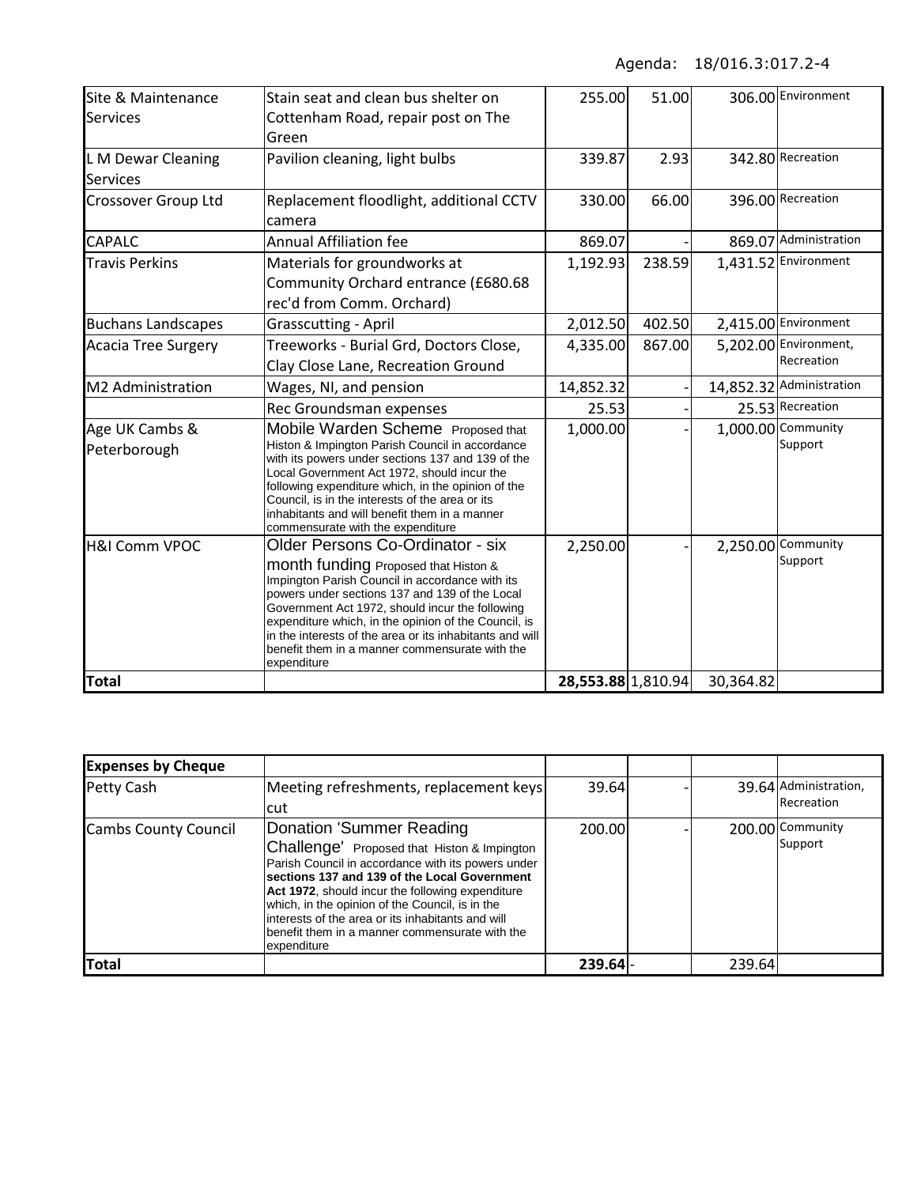Agenda: 18/016.3:017.2-4

| | | | | | |
|---|---|---|---|---|---|
| Site & Maintenance Services | Stain seat and clean bus shelter on Cottenham Road, repair post on The Green | 255.00 | 51.00 | 306.00 | Environment |
| L M Dewar Cleaning Services | Pavilion cleaning, light bulbs | 339.87 | 2.93 | 342.80 | Recreation |
| Crossover Group Ltd | Replacement floodlight, additional CCTV camera | 330.00 | 66.00 | 396.00 | Recreation |
| CAPALC | Annual Affiliation fee | 869.07 | - | 869.07 | Administration |
| Travis Perkins | Materials for groundworks at Community Orchard entrance (£680.68 rec'd from Comm. Orchard) | 1,192.93 | 238.59 | 1,431.52 | Environment |
| Buchans Landscapes | Grasscutting - April | 2,012.50 | 402.50 | 2,415.00 | Environment |
| Acacia Tree Surgery | Treeworks - Burial Grd, Doctors Close, Clay Close Lane, Recreation Ground | 4,335.00 | 867.00 | 5,202.00 | Environment, Recreation |
| M2 Administration | Wages, NI, and pension | 14,852.32 | - | 14,852.32 | Administration |
| | Rec Groundsman expenses | 25.53 | - | 25.53 | Recreation |
| Age UK Cambs & Peterborough | Mobile Warden Scheme Proposed that Histon & Impington Parish Council in accordance with its powers under sections 137 and 139 of the Local Government Act 1972, should incur the following expenditure which, in the opinion of the Council, is in the interests of the area or its inhabitants and will benefit them in a manner commensurate with the expenditure | 1,000.00 | - | 1,000.00 | Community Support |
| H&I Comm VPOC | Older Persons Co-Ordinator - six month funding Proposed that Histon & Impington Parish Council in accordance with its powers under sections 137 and 139 of the Local Government Act 1972, should incur the following expenditure which, in the opinion of the Council, is in the interests of the area or its inhabitants and will benefit them in a manner commensurate with the expenditure | 2,250.00 | - | 2,250.00 | Community Support |
| **Total** | | **28,553.88** | 1,810.94 | 30,364.82 | |

| **Expenses by Cheque** | | | | | |
|---|---|---|---|---|---|
| Petty Cash | Meeting refreshments, replacement keys cut | 39.64 | - | 39.64 | Administration, Recreation |
| Cambs County Council | Donation 'Summer Reading Challenge' Proposed that Histon & Impington Parish Council in accordance with its powers under **sections 137 and 139 of the Local Government Act 1972**, should incur the following expenditure which, in the opinion of the Council, is in the interests of the area or its inhabitants and will benefit them in a manner commensurate with the expenditure | 200.00 | - | 200.00 | Community Support |
| **Total** | | **239.64** | - | 239.64 | |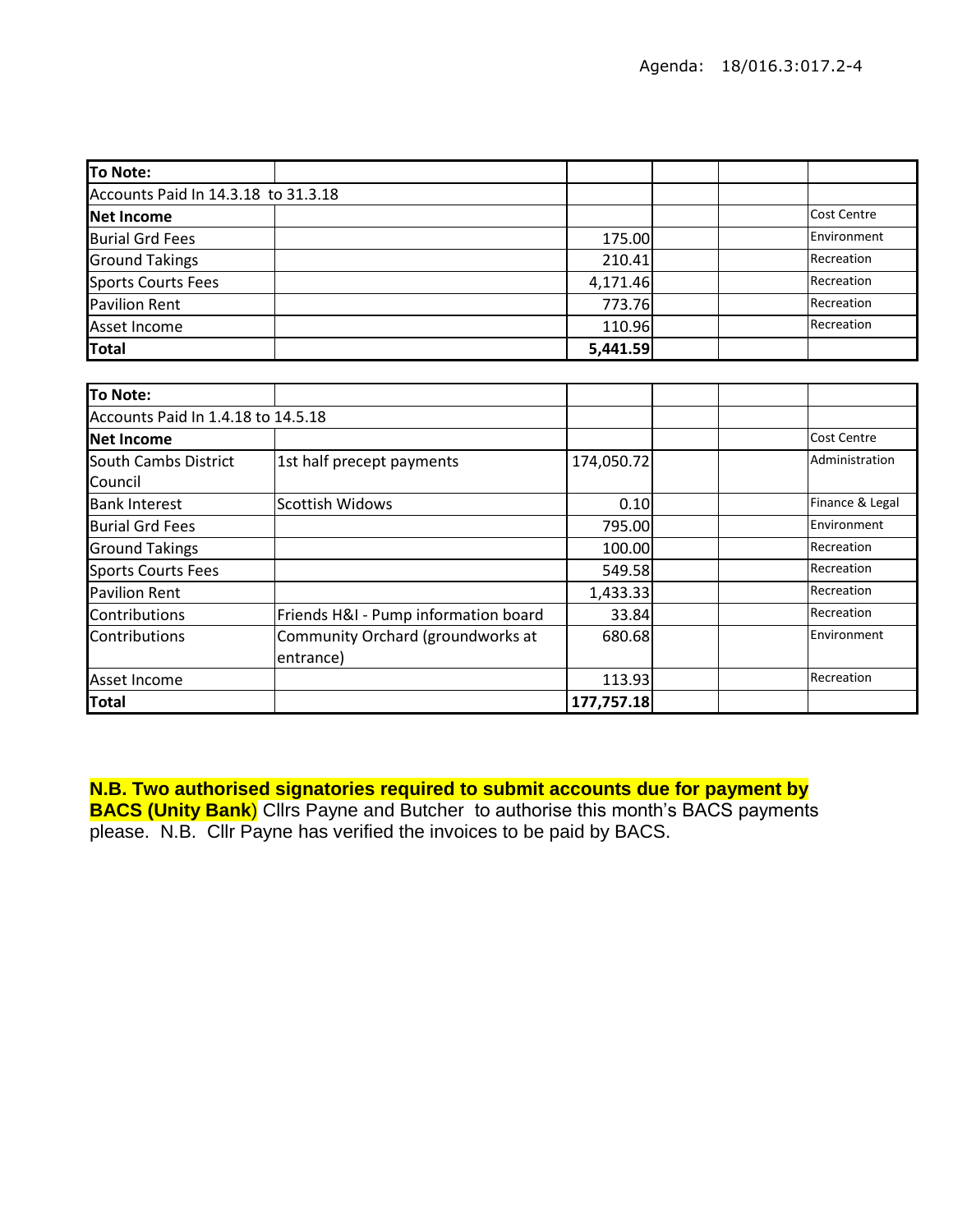Agenda: 18/016.3:017.2-4

| | | | | | |
|---|---|---|---|---|---|
| **To Note:** | | | | | |
| Accounts Paid In 14.3.18 to 31.3.18 | | | | | |
| **Net Income** | | | | | Cost Centre |
| Burial Grd Fees | | 175.00 | | | Environment |
| Ground Takings | | 210.41 | | | Recreation |
| Sports Courts Fees | | 4,171.46 | | | Recreation |
| Pavilion Rent | | 773.76 | | | Recreation |
| Asset Income | | 110.96 | | | Recreation |
| **Total** | | **5,441.59** | | | |

| | | | | | |
|---|---|---|---|---|---|
| **To Note:** | | | | | |
| Accounts Paid In 1.4.18 to 14.5.18 | | | | | |
| **Net Income** | | | | | Cost Centre |
| South Cambs District Council | 1st half precept payments | 174,050.72 | | | Administration |
| Bank Interest | Scottish Widows | 0.10 | | | Finance & Legal |
| Burial Grd Fees | | 795.00 | | | Environment |
| Ground Takings | | 100.00 | | | Recreation |
| Sports Courts Fees | | 549.58 | | | Recreation |
| Pavilion Rent | | 1,433.33 | | | Recreation |
| Contributions | Friends H&I - Pump information board | 33.84 | | | Recreation |
| Contributions | Community Orchard (groundworks at entrance) | 680.68 | | | Environment |
| Asset Income | | 113.93 | | | Recreation |
| **Total** | | **177,757.18** | | | |

**N.B. Two authorised signatories required to submit accounts due for payment by BACS (Unity Bank**) Cllrs Payne and Butcher to authorise this month's BACS payments please. N.B. Cllr Payne has verified the invoices to be paid by BACS.